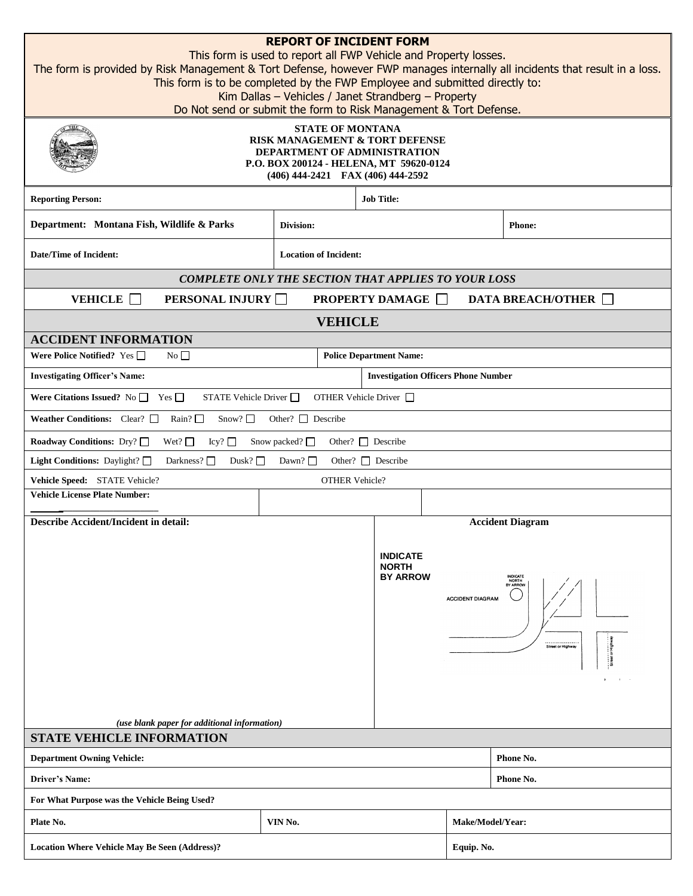**REPORT OF INCIDENT FORM**

This form is used to report all FWP Vehicle and Property losses.
The form is provided by Risk Management & Tort Defense, however FWP manages internally all incidents that result in a loss.
This form is to be completed by the FWP Employee and submitted directly to:
Kim Dallas – Vehicles / Janet Strandberg – Property
Do Not send or submit the form to Risk Management & Tort Defense.

**STATE OF MONTANA**
**RISK MANAGEMENT & TORT DEFENSE**
**DEPARTMENT OF ADMINISTRATION**
**P.O. BOX 200124 - HELENA, MT 59620-0124**
**(406) 444-2421 FAX (406) 444-2592**

| **Reporting Person:** | | **Job Title:** |
|---|---|---|
| **Department: Montana Fish, Wildlife & Parks** | **Division:** | **Phone:** |
| **Date/Time of Incident:** | **Location of Incident:** | |

***COMPLETE ONLY THE SECTION THAT APPLIES TO YOUR LOSS***

**VEHICLE** ☐ **PERSONAL INJURY** ☐ **PROPERTY DAMAGE** ☐ **DATA BREACH/OTHER** ☐

## VEHICLE

### ACCIDENT INFORMATION

| **Were Police Notified?** Yes ☐ No ☐ | **Police Department Name:** |
|---|---|
| **Investigating Officer's Name:** | **Investigation Officers Phone Number** |

**Were Citations Issued?** No ☐ Yes ☐ STATE Vehicle Driver ☐ OTHER Vehicle Driver ☐

**Weather Conditions:** Clear? ☐ Rain? ☐ Snow? ☐ Other? ☐ Describe

**Roadway Conditions:** Dry? ☐ Wet? ☐ Icy? ☐ Snow packed? ☐ Other? ☐ Describe

**Light Conditions:** Daylight? ☐ Darkness? ☐ Dusk? ☐ Dawn? ☐ Other? ☐ Describe

**Vehicle Speed:** STATE Vehicle? OTHER Vehicle?

**Vehicle License Plate Number:**

| **Describe Accident/Incident in detail:** | **Accident Diagram** |
|---|---|
| *(use blank paper for additional information)* | **INDICATE NORTH BY ARROW** |

### STATE VEHICLE INFORMATION

| **Department Owning Vehicle:** | | **Phone No.** |
|---|---|---|
| **Driver's Name:** | | **Phone No.** |
| **For What Purpose was the Vehicle Being Used?** | | |
| **Plate No.** | **VIN No.** | **Make/Model/Year:** |
| **Location Where Vehicle May Be Seen (Address)?** | | **Equip. No.** |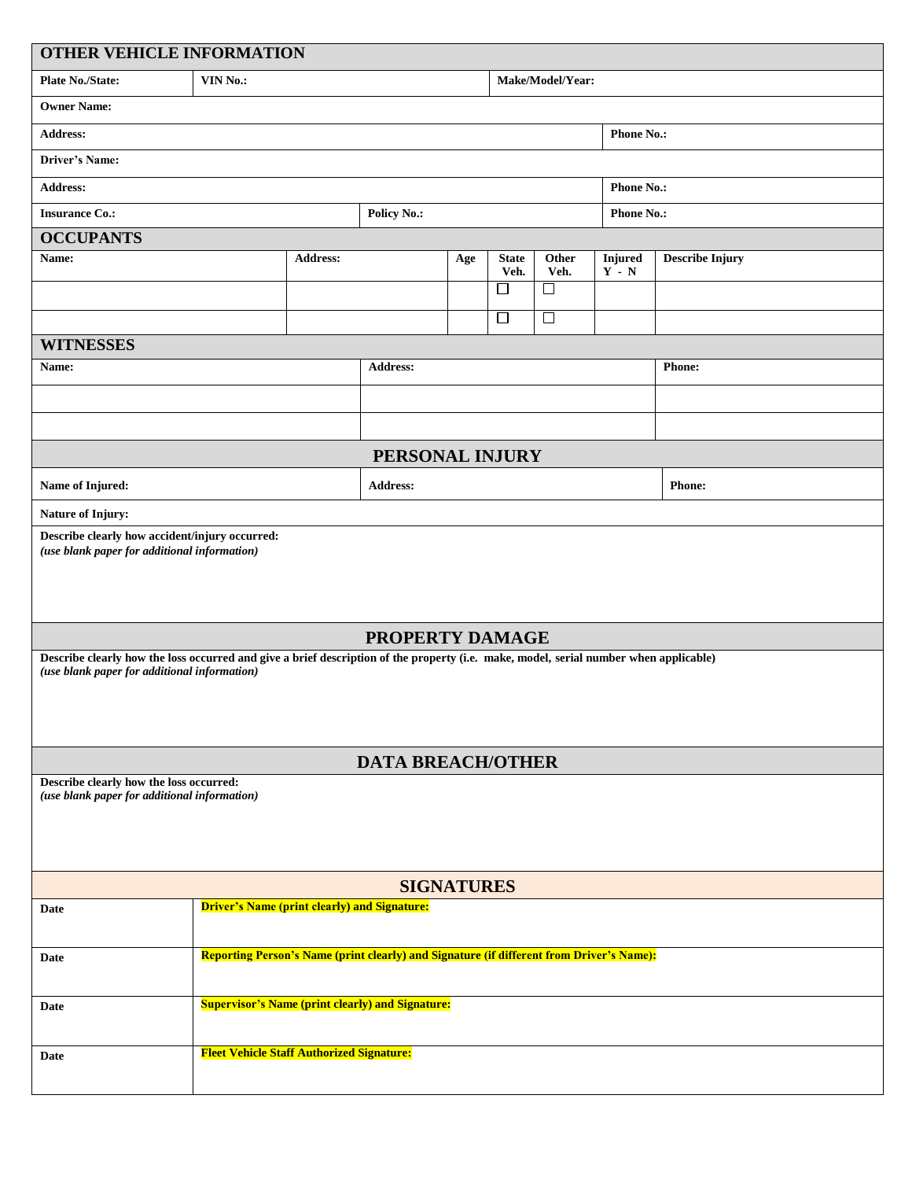## OTHER VEHICLE INFORMATION

| | | |
|---|---|---|
| **Plate No./State:** | **VIN No.:** | **Make/Model/Year:** |

| | |
|---|---|
| **Owner Name:** | |
| **Address:** | **Phone No.:** |
| **Driver's Name:** | |
| **Address:** | **Phone No.:** |

| | | |
|---|---|---|
| **Insurance Co.:** | **Policy No.:** | **Phone No.:** |

## OCCUPANTS

| Name: | Address: | Age | State Veh. | Other Veh. | Injured Y - N | Describe Injury |
|---|---|---|---|---|---|---|
| | | | ☐ | ☐ | | |
| | | | ☐ | ☐ | | |

## WITNESSES

| Name: | Address: | Phone: |
|---|---|---|
| | | |
| | | |

## PERSONAL INJURY

| | | |
|---|---|---|
| **Name of Injured:** | **Address:** | **Phone:** |

**Nature of Injury:**

**Describe clearly how accident/injury occurred:**
***(use blank paper for additional information)***

## PROPERTY DAMAGE

**Describe clearly how the loss occurred and give a brief description of the property (i.e. make, model, serial number when applicable)**
***(use blank paper for additional information)***

## DATA BREACH/OTHER

**Describe clearly how the loss occurred:**
***(use blank paper for additional information)***

## SIGNATURES

| | |
|---|---|
| **Date** | **Driver's Name (print clearly) and Signature:** |
| **Date** | **Reporting Person's Name (print clearly) and Signature (if different from Driver's Name):** |
| **Date** | **Supervisor's Name (print clearly) and Signature:** |
| **Date** | **Fleet Vehicle Staff Authorized Signature:** |